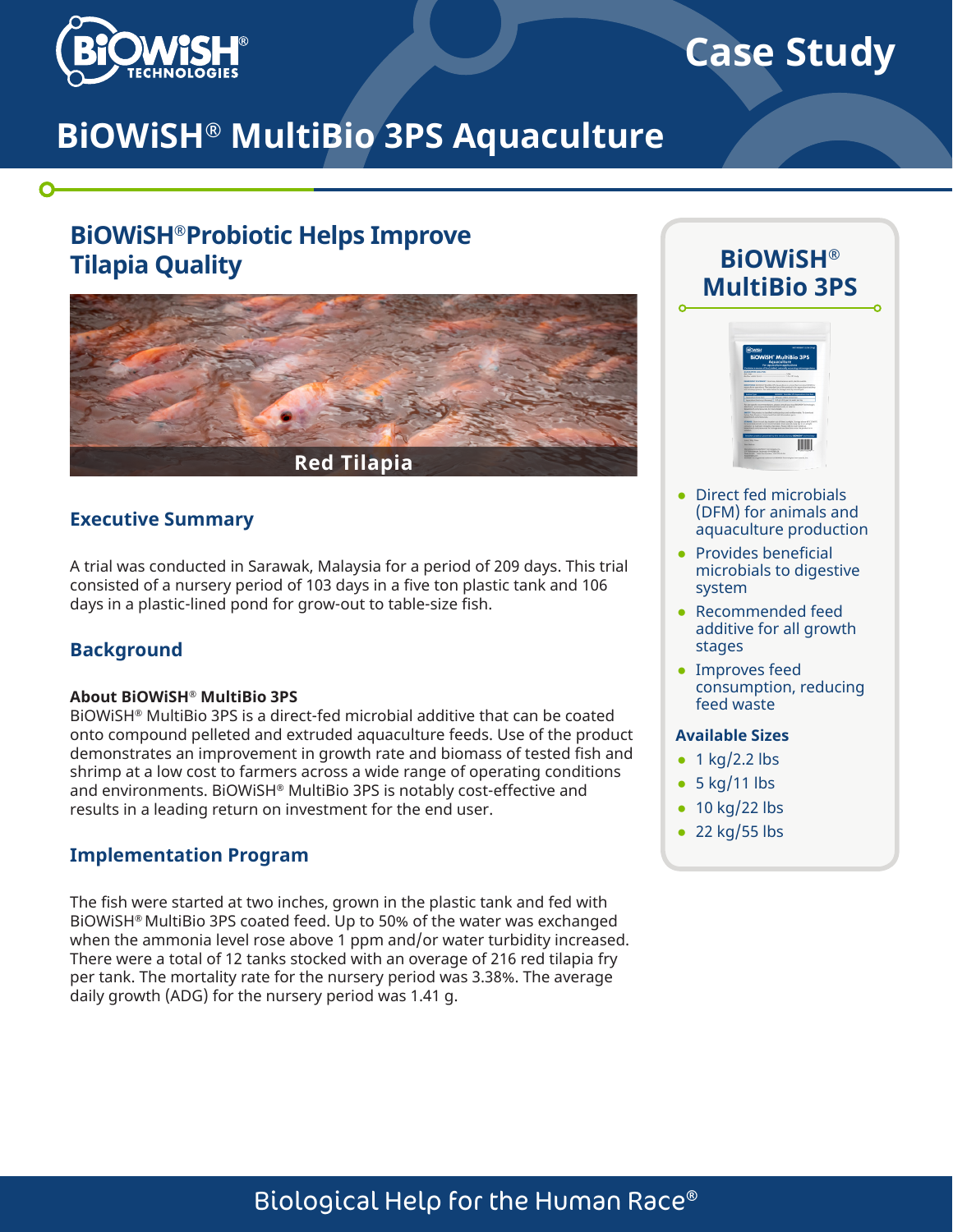# BiOWiSH® MultiBio 3PS Aquaculture

Case Study

## BiOWiSH® Probiotic Helps Improve Tilapia Quality

Red Tilapia

### Executive Summary

A trial was conducted in Sarawak, Malaysia for a period of 209 days. This trial consisted of a nursery period of 103 days in a five ton plastic tank and 106 days in a plastic-lined pond for grow-out to table-size fish.

### Background

**About BiOWiSH® MultiBio 3PS**

BiOWiSH® MultiBio 3PS is a direct-fed microbial additive that can be coated onto compound pelleted and extruded aquaculture feeds. Use of the product demonstrates an improvement in growth rate and biomass of tested fish and shrimp at a low cost to farmers across a wide range of operating conditions and environments. BiOWiSH® MultiBio 3PS is notably cost-effective and results in a leading return on investment for the end user.

### Implementation Program

The fish were started at two inches, grown in the plastic tank and fed with BiOWiSH® MultiBio 3PS coated feed. Up to 50% of the water was exchanged when the ammonia level rose above 1 ppm and/or water turbidity increased. There were a total of 12 tanks stocked with an overage of 216 red tilapia fry per tank. The mortality rate for the nursery period was 3.38%. The average daily growth (ADG) for the nursery period was 1.41 g.

## BiOWiSH® MultiBio 3PS

- Direct fed microbials (DFM) for animals and aquaculture production
- Provides beneficial microbials to digestive system
- Recommended feed additive for all growth stages
- Improves feed consumption, reducing feed waste

**Available Sizes**

- 1 kg/2.2 lbs
- 5 kg/11 lbs
- 10 kg/22 lbs
- 22 kg/55 lbs

Biological Help for the Human Race®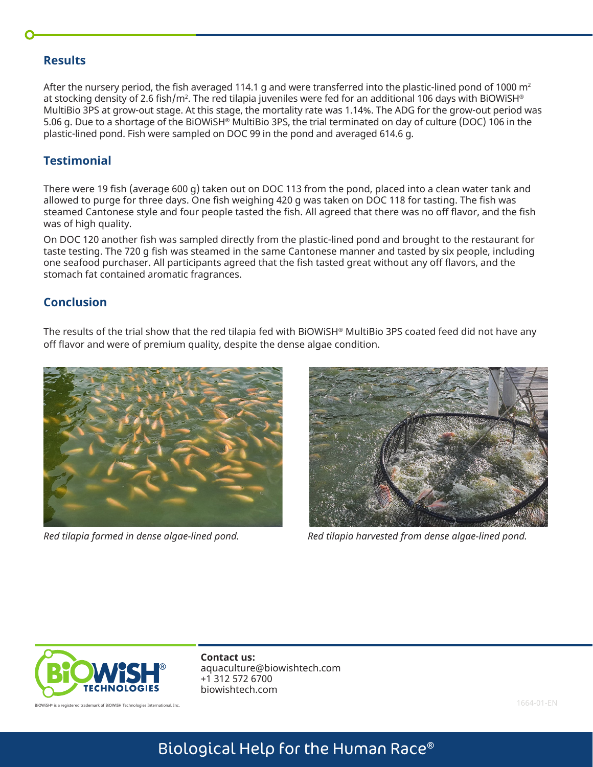## Results

After the nursery period, the fish averaged 114.1 g and were transferred into the plastic-lined pond of 1000 $m^2$ at stocking density of 2.6 fish/$m^2$. The red tilapia juveniles were fed for an additional 106 days with BiOWiSH® MultiBio 3PS at grow-out stage. At this stage, the mortality rate was 1.14%. The ADG for the grow-out period was 5.06 g. Due to a shortage of the BiOWiSH® MultiBio 3PS, the trial terminated on day of culture (DOC) 106 in the plastic-lined pond. Fish were sampled on DOC 99 in the pond and averaged 614.6 g.

## Testimonial

There were 19 fish (average 600 g) taken out on DOC 113 from the pond, placed into a clean water tank and allowed to purge for three days. One fish weighing 420 g was taken on DOC 118 for tasting. The fish was steamed Cantonese style and four people tasted the fish. All agreed that there was no off flavor, and the fish was of high quality.

On DOC 120 another fish was sampled directly from the plastic-lined pond and brought to the restaurant for taste testing. The 720 g fish was steamed in the same Cantonese manner and tasted by six people, including one seafood purchaser. All participants agreed that the fish tasted great without any off flavors, and the stomach fat contained aromatic fragrances.

## Conclusion

The results of the trial show that the red tilapia fed with BiOWiSH® MultiBio 3PS coated feed did not have any off flavor and were of premium quality, despite the dense algae condition.

*Red tilapia farmed in dense algae-lined pond.*

*Red tilapia harvested from dense algae-lined pond.*

**Contact us:**
aquaculture@biowishtech.com
+1 312 572 6700
biowishtech.com

BiOWiSH® is a registered trademark of BiOWiSH Technologies International, Inc.

1664-01-EN

Biological Help for the Human Race®